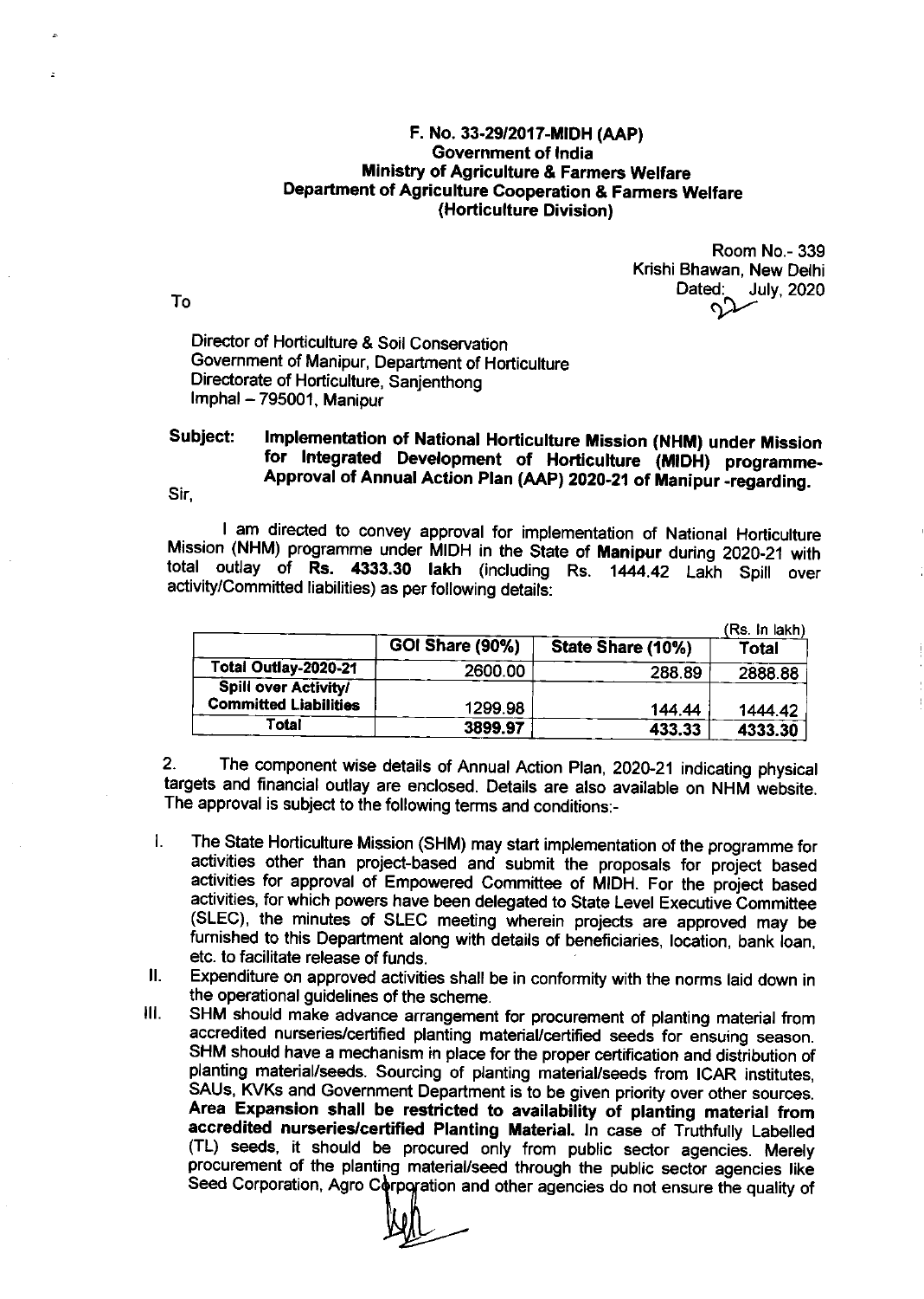**F. No. 33-29/2017-MIDH (AAP)**
**Government of India**
**Ministry of Agriculture & Farmers Welfare**
**Department of Agriculture Cooperation & Farmers Welfare**
**(Horticulture Division)**

Room No.- 339
Krishi Bhawan, New Delhi
Dated: 22 July, 2020

To

Director of Horticulture & Soil Conservation
Government of Manipur, Department of Horticulture
Directorate of Horticulture, Sanjenthong
Imphal – 795001, Manipur

**Subject: Implementation of National Horticulture Mission (NHM) under Mission for Integrated Development of Horticulture (MIDH) programme-Approval of Annual Action Plan (AAP) 2020-21 of Manipur -regarding.**

Sir,

I am directed to convey approval for implementation of National Horticulture Mission (NHM) programme under MIDH in the State of **Manipur** during 2020-21 with total outlay of **Rs. 4333.30 lakh** (including Rs. 1444.42 Lakh Spill over activity/Committed liabilities) as per following details:

(Rs. In lakh)

| | GOI Share (90%) | State Share (10%) | Total |
|---|---|---|---|
| **Total Outlay-2020-21** | 2600.00 | 288.89 | 2888.88 |
| **Spill over Activity/ Committed Liabilities** | 1299.98 | 144.44 | 1444.42 |
| **Total** | 3899.97 | 433.33 | 4333.30 |

2. The component wise details of Annual Action Plan, 2020-21 indicating physical targets and financial outlay are enclosed. Details are also available on NHM website. The approval is subject to the following terms and conditions:-

I. The State Horticulture Mission (SHM) may start implementation of the programme for activities other than project-based and submit the proposals for project based activities for approval of Empowered Committee of MIDH. For the project based activities, for which powers have been delegated to State Level Executive Committee (SLEC), the minutes of SLEC meeting wherein projects are approved may be furnished to this Department along with details of beneficiaries, location, bank loan, etc. to facilitate release of funds.

II. Expenditure on approved activities shall be in conformity with the norms laid down in the operational guidelines of the scheme.

III. SHM should make advance arrangement for procurement of planting material from accredited nurseries/certified planting material/certified seeds for ensuing season. SHM should have a mechanism in place for the proper certification and distribution of planting material/seeds. Sourcing of planting material/seeds from ICAR institutes, SAUs, KVKs and Government Department is to be given priority over other sources. **Area Expansion shall be restricted to availability of planting material from accredited nurseries/certified Planting Material.** In case of Truthfully Labelled (TL) seeds, it should be procured only from public sector agencies. Merely procurement of the planting material/seed through the public sector agencies like Seed Corporation, Agro Corporation and other agencies do not ensure the quality of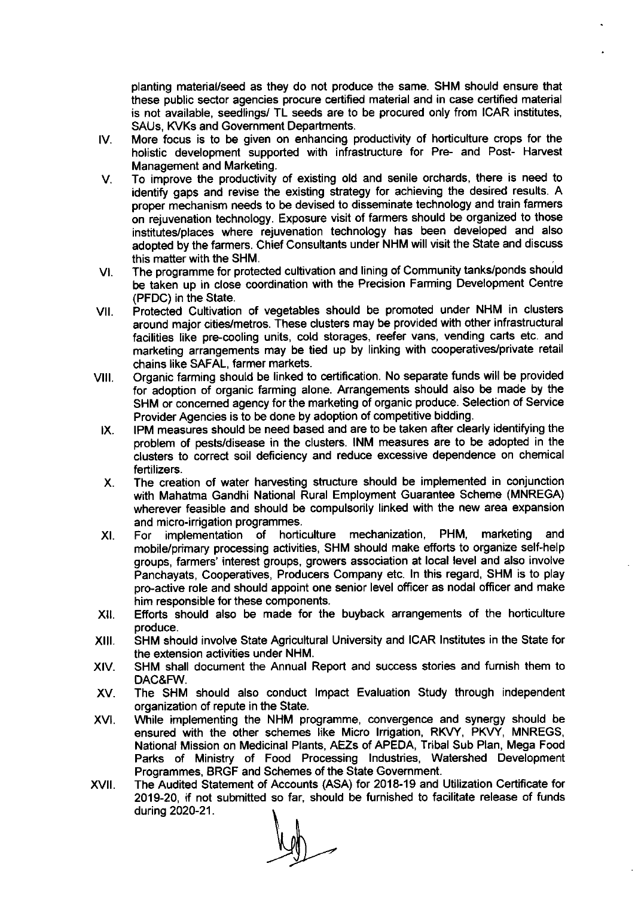planting material/seed as they do not produce the same. SHM should ensure that these public sector agencies procure certified material and in case certified material is not available, seedlings/ TL seeds are to be procured only from ICAR institutes, SAUs, KVKs and Government Departments.

IV. More focus is to be given on enhancing productivity of horticulture crops for the holistic development supported with infrastructure for Pre- and Post- Harvest Management and Marketing.

V. To improve the productivity of existing old and senile orchards, there is need to identify gaps and revise the existing strategy for achieving the desired results. A proper mechanism needs to be devised to disseminate technology and train farmers on rejuvenation technology. Exposure visit of farmers should be organized to those institutes/places where rejuvenation technology has been developed and also adopted by the farmers. Chief Consultants under NHM will visit the State and discuss this matter with the SHM.

VI. The programme for protected cultivation and lining of Community tanks/ponds should be taken up in close coordination with the Precision Farming Development Centre (PFDC) in the State.

VII. Protected Cultivation of vegetables should be promoted under NHM in clusters around major cities/metros. These clusters may be provided with other infrastructural facilities like pre-cooling units, cold storages, reefer vans, vending carts etc. and marketing arrangements may be tied up by linking with cooperatives/private retail chains like SAFAL, farmer markets.

VIII. Organic farming should be linked to certification. No separate funds will be provided for adoption of organic farming alone. Arrangements should also be made by the SHM or concerned agency for the marketing of organic produce. Selection of Service Provider Agencies is to be done by adoption of competitive bidding.

IX. IPM measures should be need based and are to be taken after clearly identifying the problem of pests/disease in the clusters. INM measures are to be adopted in the clusters to correct soil deficiency and reduce excessive dependence on chemical fertilizers.

X. The creation of water harvesting structure should be implemented in conjunction with Mahatma Gandhi National Rural Employment Guarantee Scheme (MNREGA) wherever feasible and should be compulsorily linked with the new area expansion and micro-irrigation programmes.

XI. For implementation of horticulture mechanization, PHM, marketing and mobile/primary processing activities, SHM should make efforts to organize self-help groups, farmers' interest groups, growers association at local level and also involve Panchayats, Cooperatives, Producers Company etc. In this regard, SHM is to play pro-active role and should appoint one senior level officer as nodal officer and make him responsible for these components.

XII. Efforts should also be made for the buyback arrangements of the horticulture produce.

XIII. SHM should involve State Agricultural University and ICAR Institutes in the State for the extension activities under NHM.

XIV. SHM shall document the Annual Report and success stories and furnish them to DAC&FW.

XV. The SHM should also conduct Impact Evaluation Study through independent organization of repute in the State.

XVI. While implementing the NHM programme, convergence and synergy should be ensured with the other schemes like Micro Irrigation, RKVY, PKVY, MNREGS, National Mission on Medicinal Plants, AEZs of APEDA, Tribal Sub Plan, Mega Food Parks of Ministry of Food Processing Industries, Watershed Development Programmes, BRGF and Schemes of the State Government.

XVII. The Audited Statement of Accounts (ASA) for 2018-19 and Utilization Certificate for 2019-20, if not submitted so far, should be furnished to facilitate release of funds during 2020-21.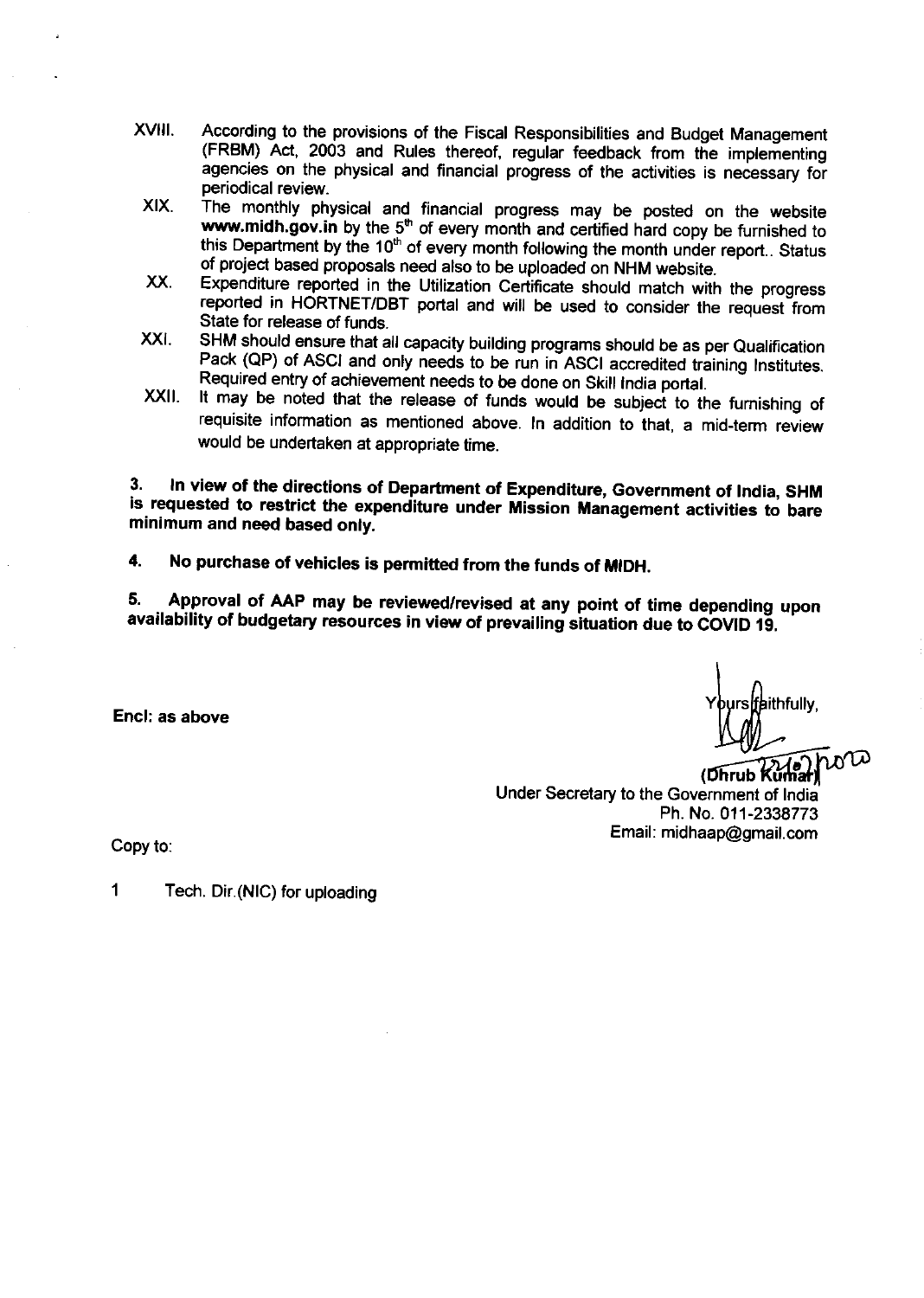XVIII. According to the provisions of the Fiscal Responsibilities and Budget Management (FRBM) Act, 2003 and Rules thereof, regular feedback from the implementing agencies on the physical and financial progress of the activities is necessary for periodical review.

XIX. The monthly physical and financial progress may be posted on the website **www.midh.gov.in** by the 5th of every month and certified hard copy be furnished to this Department by the 10th of every month following the month under report.. Status of project based proposals need also to be uploaded on NHM website.

XX. Expenditure reported in the Utilization Certificate should match with the progress reported in HORTNET/DBT portal and will be used to consider the request from State for release of funds.

XXI. SHM should ensure that all capacity building programs should be as per Qualification Pack (QP) of ASCI and only needs to be run in ASCI accredited training Institutes. Required entry of achievement needs to be done on Skill India portal.

XXII. It may be noted that the release of funds would be subject to the furnishing of requisite information as mentioned above. In addition to that, a mid-term review would be undertaken at appropriate time.

**3. In view of the directions of Department of Expenditure, Government of India, SHM is requested to restrict the expenditure under Mission Management activities to bare minimum and need based only.**

**4. No purchase of vehicles is permitted from the funds of MIDH.**

**5. Approval of AAP may be reviewed/revised at any point of time depending upon availability of budgetary resources in view of prevailing situation due to COVID 19.**

**Encl: as above**

Yours faithfully,

(Dhrub Kumar)
Under Secretary to the Government of India
Ph. No. 011-2338773
Email: midhaap@gmail.com

Copy to:

1 Tech. Dir.(NIC) for uploading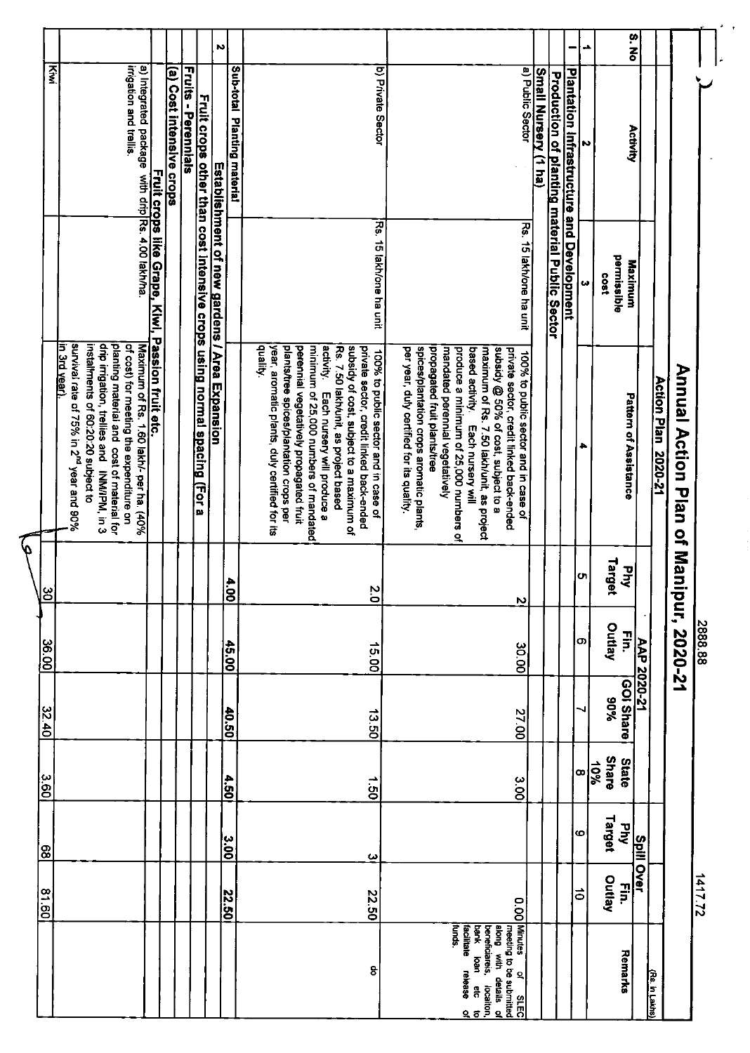# Annual Action Plan of Manipur, 2020-21

2888.88 | 1417.72

(Rs. in Lakhs)

| S. No | Activity | Maximum permissible cost | Pattern of Assistance | AAP 2020-21 | | | | Spill Over | | Remarks |
|---|---|---|---|---|---|---|---|---|---|---|
| | | | | Phy Target | Fin. Outlay | GOI Share 90% | State Share 10% | Phy Target | Fin. Outlay | |
| 1 | 2 | 3 | 4 | 5 | 6 | 7 | 8 | 9 | 10 | |
| I | **Plantation Infrastructure and Development** | | | | | | | | | |
| | **Production of planting material Public Sector** | | | | | | | | | |
| | **Small Nursery (1 ha)** | | | | | | | | | |
| | a) Public Sector | Rs. 15 lakh/one ha unit | 100% to public sector and in case of private sector, credit linked back-ended subsidy @ 50% of cost, subject to a maximum of Rs. 7.50 lakh/unit, as project based activity. Each nursery will produce a minimum of 25,000 numbers of mandated perennial vegetatively propagated fruit plants/tree spices/plantation crops aromatic plants, per year, duly certified for its quality. | 2 | 30.00 | 27.00 | 3.00 | | 0.00 | Minutes of SLEC meeting to be submitted along with details of beneficiareis, locaiton, bank loan etc to facilitate release of funds. |
| | b) Private Sector | Rs. 15 lakh/one ha unit | 100% to public sector and in case of private sector, credit linked back-ended subsidy of cost, subject to a maximum of Rs. 7.50 lakh/unit, as project based activity. Each nursery will produce a minimum of 25,000 numbers of mandated perennial vegetatively propagated fruit plants/tree spices/plantation crops per year, aromatic plants, duly certified for its quality. | 2.0 | 15.00 | 13.50 | 1.50 | 3 | 22.50 | do |
| | Sub-total Planting material | | | 4.00 | 45.00 | 40.50 | 4.50 | 3.00 | 22.50 | |
| 2 | **Establishment of new gardens / Area Expansion** | | | | | | | | | |
| | **Fruit crops other than cost intensive crops using normal spacing (For a** | | | | | | | | | |
| | **Fruits - Perennials** | | | | | | | | | |
| | **(a) Cost intensive crops** | | | | | | | | | |
| | **Fruit crops like Grape, Kiwi, Passion fruit etc.** | | | | | | | | | |
| | a) Integrated package with drip irrigation and trellis. | Rs. 4.00 lakh/ha. | Maximum of Rs. 1.60 lakh/- per ha. (40% of cost) for meeting the expenditure on planting material and cost of material for drip irrigation, trellies and INM/IPM, in 3 installments of 60:20:20 subject to survival rate of 75% in 2nd year and 90% in 3rd year). | | | | | | | |
| | Kiwi | | | 30 | 36.00 | 32.40 | 3.60 | 68 | 81.60 | |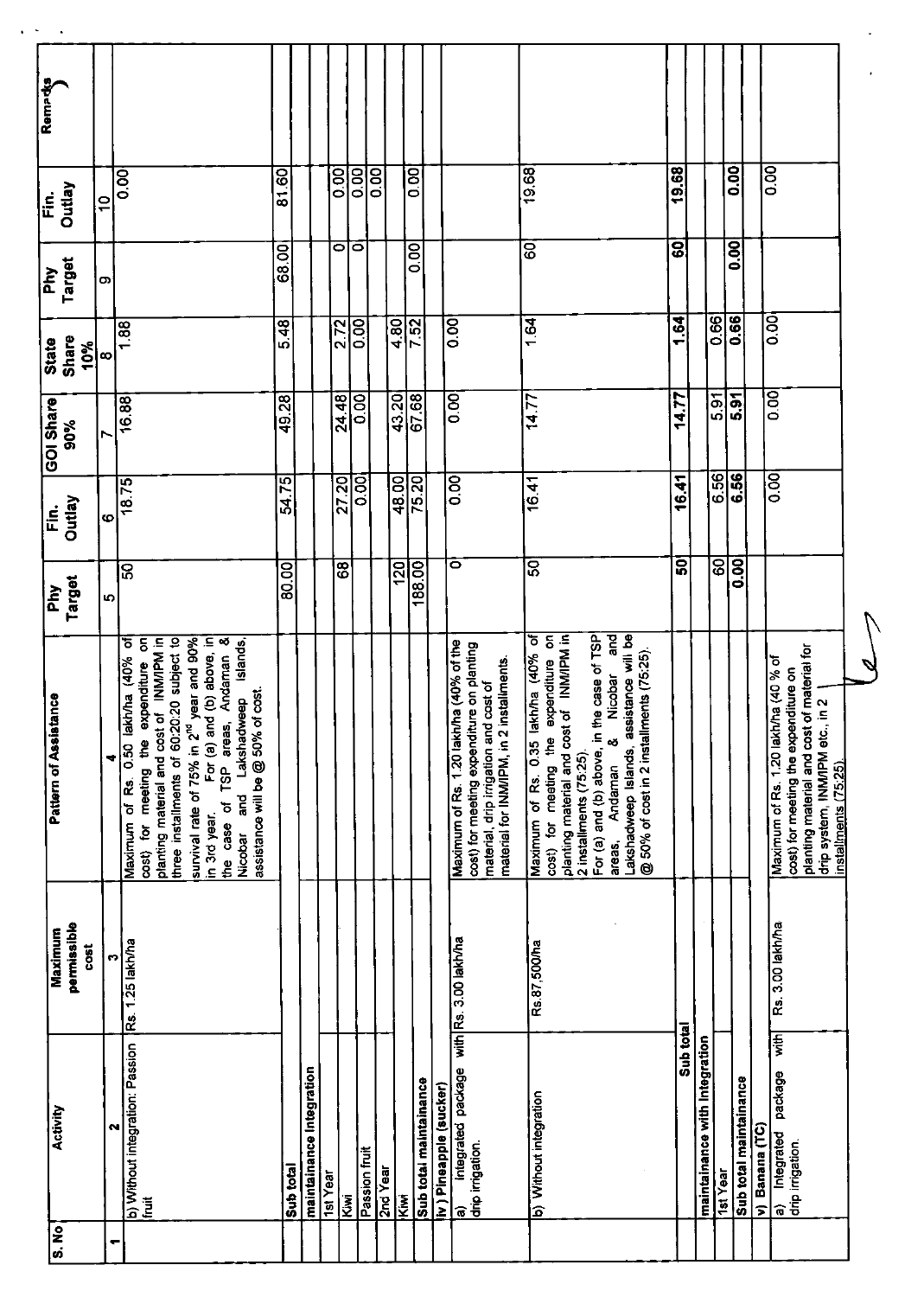| S. No | Activity | Maximum permissible cost | Pattern of Assistance | Phy Target | Fin. Outlay | GOI Share 90% | State Share 10% | Phy Target | Fin. Outlay | Remarks |
|---|---|---|---|---|---|---|---|---|---|---|
| 1 | 2 | 3 | 4 | 5 | 6 | 7 | 8 | 9 | 10 | |
| | b) Without integration: Passion fruit | Rs. 1.25 lakh/ha | Maximum of Rs. 0.50 lakh/ha (40% of cost) for meeting the expenditure on planting material and cost of INM/IPM in three installments of 60:20:20 subject to survival rate of 75% in 2nd year and 90% in 3rd year. For (a) and (b) above, in the case of TSP areas, Andaman & Nicobar and Lakshadweep Islands, assistance will be @ 50% of cost. | 50 | 18.75 | 16.88 | 1.88 | | 0.00 | |
| | Sub total | | | 80.00 | 54.75 | 49.28 | 5.48 | 68.00 | 81.60 | |
| | maintainance Integration | | | | | | | | | |
| | 1st Year | | | | | | | | | |
| | Kiwi | | | 68 | 27.20 | 24.48 | 2.72 | 0 | 0.00 | |
| | Passion fruit | | | | 0.00 | 0.00 | 0.00 | 0 | 0.00 | |
| | 2nd Year | | | | | | | | 0.00 | |
| | Kiwi | | | 120 | 48.00 | 43.20 | 4.80 | | | |
| | Sub total maintainance | | | 188.00 | 75.20 | 67.68 | 7.52 | 0.00 | 0.00 | |
| | iv ) Pineapple (sucker) | | | | | | | | | |
| | a) Integrated package with drip irrigation. | Rs. 3.00 lakh/ha | Maximum of Rs 1.20 lakh/ha (40% of the cost) for meeting expenditure on planting material, drip irrigation and cost of material for INM/IPM, in 2 installments. | 0 | 0.00 | 0.00 | 0.00 | | | |
| | b) Without integration | Rs.87,500/ha | Maximum of Rs. 0.35 lakh/ha (40% of cost) for meeting the expenditure on planting material and cost of INM/IPM in 2 installments (75:25). For (a) and (b) above, in the case of TSP areas, Andaman & Nicobar and Lakshadweep Islands, assistance will be @ 50% of cost in 2 installments (75:25). | 50 | 16.41 | 14.77 | 1.64 | 60 | 19.68 | |
| | Sub total | | | 50 | 16.41 | 14.77 | 1.64 | 60 | 19.68 | |
| | maintainance with Integration | | | | | | | | | |
| | 1st Year | | | 60 | 6.56 | 5.91 | 0.66 | | | |
| | Sub total maintainance | | | 0.00 | 6.56 | 5.91 | 0.66 | 0.00 | 0.00 | |
| | v) Banana (TC) | | | | | | | | | |
| | a) Integrated package with drip irrigation. | Rs. 3.00 lakh/ha | Maximum of Rs. 1.20 lakh/ha (40 % of cost) for meeting the expenditure on planting material and cost of material for drip system, INM/IPM etc., in 2 installments (75:25). | | 0.00 | 0.00 | 0.00 | | 0.00 | |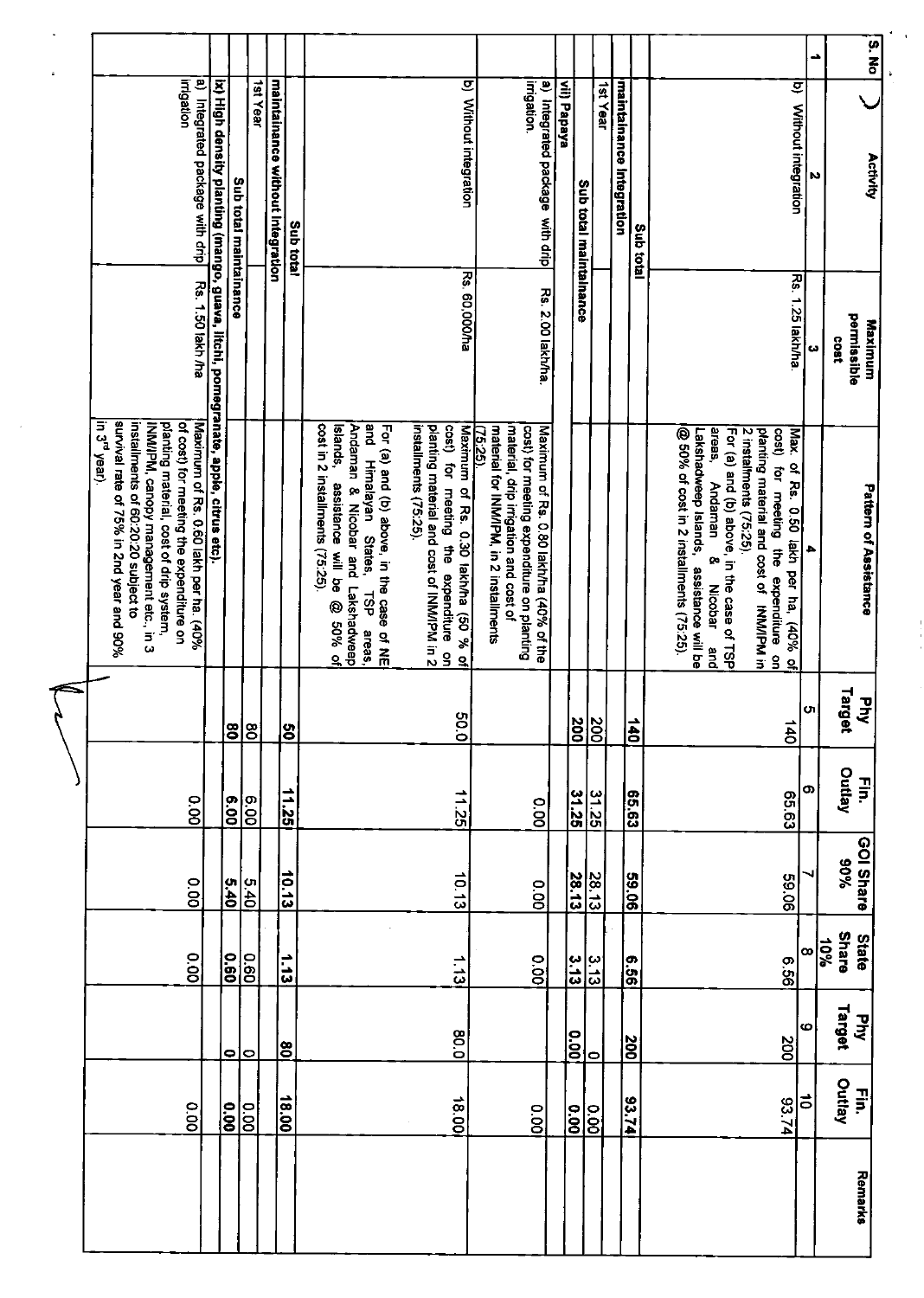| S. No | Activity | Maximum permissible cost | Pattern of Assistance | Phy Target | Fin. Outlay | GOI Share 90% | State Share 10% | Phy Target | Fin. Outlay | Remarks |
|---|---|---|---|---|---|---|---|---|---|---|
| 1 | 2 | 3 | 4 | 5 | 6 | 7 | 8 | 9 | 10 | |
| | b) Without integration | Rs. 1.25 lakh/ha. | Max. of Rs. 0.50 lakh per ha, (40% of cost) for meeting the expenditure on planting material and cost of INM/IPM in 2 installments (75:25). For (a) and (b) above, in the case of TSP areas, Andaman & Nicobar and Lakshadweep Islands, assistance will be @ 50% of cost in 2 installments (75:25). | 140 | 65.63 | 59.06 | 6.56 | 200 | 93.74 | |
| | Sub total | | | 140 | 65.63 | 59.06 | 6.56 | 200 | 93.74 | |
| | maintainance integration | | | | | | | | | |
| | 1st Year | | | 200 | 31.25 | 28.13 | 3.13 | 0 | 0.00 | |
| | Sub total maintainance | | | 200 | 31.25 | 28.13 | 3.13 | 0.00 | 0.00 | |
| | vii) Papaya | | | | | | | | | |
| | a) Integrated package with drip irrigation. | Rs. 2.00 lakh/ha. | Maximum of Rs. 0.80 lakh/ha (40% of the cost) for meeting expenditure on planting material, drip irrigation and cost of material for INM/IPM, in 2 installments (75:25). | | 0.00 | 0.00 | 0.00 | | 0.00 | |
| | b) Without integration | Rs. 60,000/ha | Maximum of Rs. 0.30 lakh/ha (50 % of cost) for meeting the expenditure on planting material and cost of INM/IPM in 2 installments (75:25). For (a) and (b) above, in the case of NE and Himalayan States, TSP areas, Andaman & Nicobar and Lakshadweep Islands, assistance will be @ 50% of cost in 2 installments (75:25). | 50.0 | 11.25 | 10.13 | 1.13 | 80.0 | 18.00 | |
| | Sub total | | | 50 | 11.25 | 10.13 | 1.13 | 80 | 18.00 | |
| | maintainance without integration | | | | | | | | | |
| | 1st Year | | | 80 | 6.00 | 5.40 | 0.60 | 0 | 0.00 | |
| | Sub total maintainance | | | 80 | 6.00 | 5.40 | 0.60 | 0 | 0.00 | |
| | ix) High density planting (mango, guava, litchi, pomegranate, apple, citrus etc). | | | | | | | | | |
| | a) Integrated package with drip irrigation | Rs. 1.50 lakh /ha | Maximum of Rs. 0.60 lakh per ha. (40% of cost) for meeting the expenditure on planting material, cost of drip system, INM/IPM, canopy management etc., in 3 installments of 60:20:20 subject to survival rate of 75% in 2nd year and 90% in 3rd year). | | 0.00 | 0.00 | 0.00 | | 0.00 | |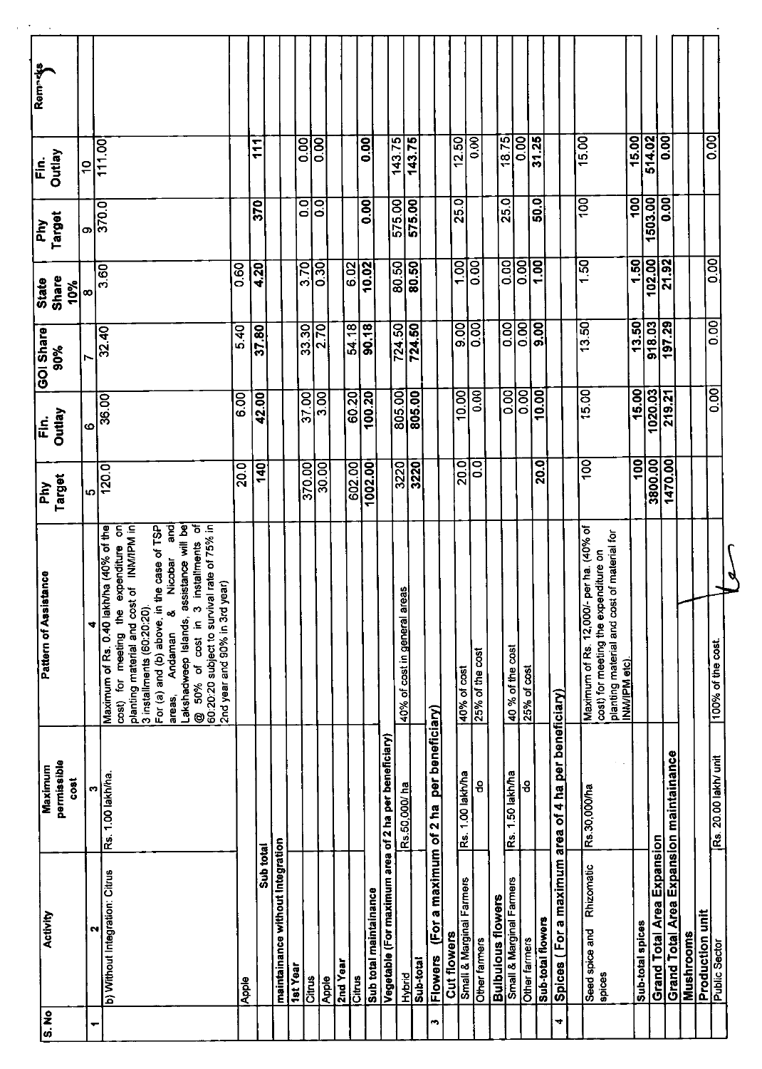| S. No | Activity | Maximum permissible cost | Pattern of Assistance | Phy Target | Fin. Outlay | GOI Share 90% | State Share 10% | Phy Target | Fin. Outlay | Remarks |
|---|---|---|---|---|---|---|---|---|---|---|
| 1 | 2 | 3 | 4 | 5 | 6 | 7 | 8 | 9 | 10 | |
| | b) Without Integration: Citrus | Rs. 1.00 lakh/ha. | Maximum of Rs. 0.40 lakh/ha (40% of the cost) for meeting the expenditure on planting material and cost of INM/IPM in 3 installments (60:20:20). For (a) and (b) above, in the case of TSP areas, Andaman & Nicobar and Lakshadweep Islands, assistance will be @ 50% of cost in 3 installments of 60:20:20 subject to survival rate of 75% in 2nd year and 90% in 3rd year) | 120.0 | 36.00 | 32.40 | 3.60 | 370.0 | 111.00 | |
| | Apple | | | 20.0 | 6.00 | 5.40 | 0.60 | | | |
| | Sub total | | | 140 | 42.00 | 37.80 | 4.20 | 370 | 111 | |
| | maintainance without Integration | | | | | | | | | |
| | 1st Year | | | | | | | | | |
| | Citrus | | | 370.00 | 37.00 | 33.30 | 3.70 | 0.0 | 0.00 | |
| | Apple | | | 30.00 | 3.00 | 2.70 | 0.30 | 0.0 | 0.00 | |
| | 2nd Year | | | | | | | | | |
| | Citrus | | | 602.00 | 60.20 | 54.18 | 6.02 | | | |
| | Sub total maintainance | | | 1002.00 | 100.20 | 90.18 | 10.02 | 0.00 | 0.00 | |
| | Vegetable (For maximum area of 2 ha per beneficiary) | | | | | | | | | |
| | Hybrid | Rs.50,000/ ha | 40% of cost in general areas | 3220 | 805.00 | 724.50 | 80.50 | 575.00 | 143.75 | |
| | Sub-total | | | 3220 | 805.00 | 724.50 | 80.50 | 575.00 | 143.75 | |
| 3 | Flowers (For a maximum of 2 ha per beneficiary) | | | | | | | | | |
| | Cut flowers | | | | | | | | | |
| | Small & Marginal Farmers | Rs. 1.00 lakh/ha | 40% of cost | 20.0 | 10.00 | 9.00 | 1.00 | 25.0 | 12.50 | |
| | Other farmers | do | 25% of the cost | 0.0 | 0.00 | 0.00 | 0.00 | | 0.00 | |
| | Bulbulous flowers | | | | | | | | | |
| | Small & Marginal Farmers | Rs. 1.50 lakh/ha | 40 % of the cost | | 0.00 | 0.00 | 0.00 | 25.0 | 18.75 | |
| | Other farmers | do | 25% of cost | | 0.00 | 0.00 | 0.00 | | 0.00 | |
| | Sub-total flowers | | | 20.0 | 10.00 | 9.00 | 1.00 | 50.0 | 31.25 | |
| 4 | Spices ( For a maximum area of 4 ha per beneficiary) | | | | | | | | | |
| | Seed spice and Rhizomatic spices | Rs.30,000/ha | Maximum of Rs. 12,000/- per ha. (40% of cost) for meeting the expenditure on planting material and cost of material for INM/IPM etc). | 100 | 15.00 | 13.50 | 1.50 | 100 | 15.00 | |
| | Sub-total spices | | | 100 | 15.00 | 13.50 | 1.50 | 100 | 15.00 | |
| | Grand Total Area Expansion | | | 3800.00 | 1020.03 | 918.03 | 102.00 | 1503.00 | 514.02 | |
| | Grand Total Area Expansion maintainance | | | 1470.00 | 219.21 | 197.29 | 21.92 | 0.00 | 0.00 | |
| | Mushrooms | | | | | | | | | |
| | Production unit | | | | | | | | | |
| | Public Sector | Rs. 20.00 lakh/ unit | 100% of the cost. | | 0.00 | 0.00 | 0.00 | | 0.00 | |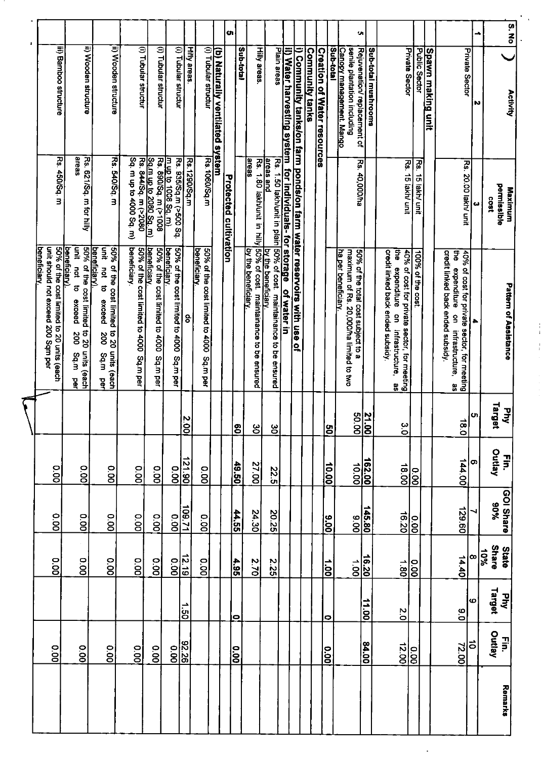| S.No | Activity | Maximum permissible cost | Pattern of Assistance | Phy Target | Fin. Outlay | GOI Share 90% | State Share 10% | Phy Target | Fin. Outlay | Remarks |
|---|---|---|---|---|---|---|---|---|---|---|
| 1 | 2 | 3 | 4 | 5 | 6 | 7 | 8 | 9 | 10 | |
| | Private Sector | Rs. 20.00 lakh/ unit | 40% of cost for private sector, for meeting the expenditure on infrastructure, as credit linked back ended subsidy. | 18.0 | 144.00 | 129.60 | 14.40 | 9.0 | 72.00 | |
| | **Spawn making unit** | | | | | | | | | |
| | Public Sector | Rs. 15 lakh/ unit | 100% of the cost. | | 0.00 | 0.00 | 0.00 | | 0.00 | |
| | Private Sector | Rs. 15 lakh/ unit | 40% of cost for private sector, for meeting the expenditure on infrastructure, as credit linked back ended subsidy. | 3.0 | 18.00 | 16.20 | 1.80 | 2.0 | 12.00 | |
| | **Sub-total mushrooms** | | | 21.00 | 162.00 | 145.80 | 16.20 | 11.00 | 84.00 | |
| 5 | Rejuvenation/ replacement of senile plantation including Canopy management. Mango | Rs. 40,000/ha | 50% of the total cost subject to a maximum of Rs. 20,000/ha limited to two ha per beneficiary. | 50.00 | 10.00 | 9.00 | 1.00 | | | |
| | **Sub-total** | | | 50 | 10.00 | 9.00 | 1.00 | 0 | 0.00 | |
| | **Creation of Water resources** | | | | | | | | | |
| | **i) Community tanks** | | | | | | | | | |
| | **i) Community tanks/on farm ponds/on farm water reservoirs with use of** | | | | | | | | | |
| | **ii) Water harvesting system for individuals- for storage of water in** | | | | | | | | | |
| | Plain areas | Rs. 1.50 lakh/unit in plain areas and | 50% of cost, maintainance to be ensured by the beneficiary. | 30 | 22.5 | 20.25 | 2.25 | | | |
| | Hilly areas. | Rs. 1.80 lakh/unit in hilly areas | 50% of cost, maintainance to be ensured by the beneficiary. | 30 | 27.00 | 24.30 | 2.70 | | | |
| | **Sub-total** | | | 60 | 49.50 | 44.55 | 4.95 | 0 | 0.00 | |
| 6 | | **Protected cultivation** | | | | | | | | |
| | **(b) Naturally ventilated system** | | | | | | | | | |
| | (i) Tubular structur | Rs.1060/Sq.m | 50% of the cost limited to 4000 Sq.m per beneficiary. | | 0.00 | 0.00 | 0.00 | | | |
| | Hilly areas. | Rs.1290/Sq.m | do | 2.00 | 121.90 | 109.71 | 12.19 | 1.50 | 92.26 | |
| | (i) Tubular structur | Rs. 935/Sq.m (>500 Sq. m up to 1008 Sq. m) | 50% of the cost limited to 4000 Sq.m per beneficiary. | | 0.00 | 0.00 | 0.00 | | 0.00 | |
| | (i) Tubular structur | Rs. 890/Sq. m (>1008 Sq.m up to 2080 Sq. m) | 50% of the cost limited to 4000 Sq.m per beneficiary. | | 0.00 | 0.00 | 0.00 | | 0.00 | |
| | (i) Tubular structur | Rs. 844/Sq. m (>2080 Sq. m up to 4000 Sq. m) | 50% of the cost limited to 4000 Sq.m per beneficiary. | | 0.00 | 0.00 | 0.00 | | 0.00 | |
| | ii) Wooden structure | Rs. 540/Sq. m | 50% of the cost limited to 20 units (each unit not to exceed 200 Sq.m per beneficiary). | | 0.00 | 0.00 | 0.00 | | 0.00 | |
| | ii) Wooden structure | Rs. 621/Sq. m for hilly areas | 50% of the cost limited to 20 units (each unit not to exceed 200 Sq.m per beneficiary). | | 0.00 | 0.00 | 0.00 | | 0.00 | |
| | iii) Bamboo structure | Rs. 450/Sq. m | 50% of the cost limited to 20 units (each unit should not exceed 200 Sqm per beneficiary. | | 0.00 | 0.00 | 0.00 | | 0.00 | |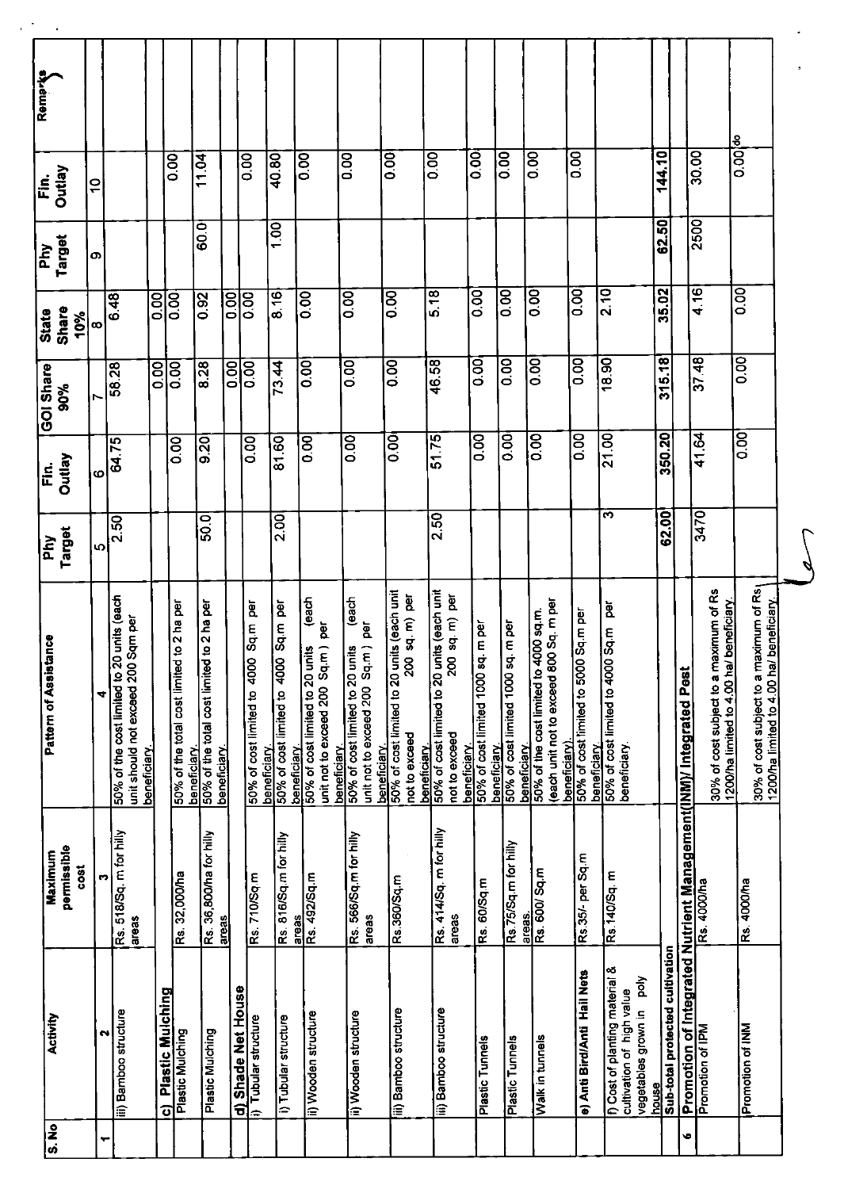| S. No | Activity | Maximum permissible cost | Pattern of Assistance | Phy Target | Fin. Outlay | GOI Share 90% | State Share 10% | Phy Target | Fin. Outlay | Remarks |
|---|---|---|---|---|---|---|---|---|---|---|
| 1 | 2 | 3 | 4 | 5 | 6 | 7 | 8 | 9 | 10 | |
| | iii) Bamboo structure | Rs. 518/Sq. m for hilly areas | 50% of the cost limited to 20 units (each unit should not exceed 200 Sqm per beneficiary. | 2.50 | 64.75 | 58.28 | 6.48 | | | |
| | **c) Plastic Mulching** | | | | | 0.00 | 0.00 | | | |
| | Plastic Mulching | Rs. 32,000/ha | 50% of the total cost limited to 2 ha per beneficiary. | | 0.00 | 0.00 | 0.00 | | 0.00 | |
| | Plastic Mulching | Rs. 36,800/ha for hilly areas | 50% of the total cost limited to 2 ha per beneficiary. | 50.0 | 9.20 | 8.28 | 0.92 | 60.0 | 11.04 | |
| | **d) Shade Net House** | | | | | 0.00 | 0.00 | | | |
| | i) Tubular structure | Rs. 710/Sq.m | 50% of cost limited to 4000 Sq.m per beneficiary. | | 0.00 | 0.00 | 0.00 | | 0.00 | |
| | i) Tubular structure | Rs. 816/Sq.m for hilly areas. | 50% of cost limited to 4000 Sq.m per beneficiary. | 2.00 | 81.60 | 73.44 | 8.16 | 1.00 | 40.80 | |
| | ii) Wooden structure | Rs. 492/Sq.m | 50% of cost limited to 20 units (each unit not to exceed 200 Sq.m ) per beneficiary. | | 0.00 | 0.00 | 0.00 | | 0.00 | |
| | ii) Wooden structure | Rs. 566/Sq.m for hilly areas | 50% of cost limited to 20 units (each unit not to exceed 200 Sq.m ) per beneficiary. | | 0.00 | 0.00 | 0.00 | | 0.00 | |
| | iii) Bamboo structure | Rs.360/Sq.m | 50% of cost limited to 20 units (each unit not to exceed 200 sq. m) per beneficiary. | | 0.00 | 0.00 | 0.00 | | 0.00 | |
| | iii) Bamboo structure | Rs. 414/Sq. m for hilly areas | 50% of cost limited to 20 units (each unit not to exceed 200 sq. m) per beneficiary. | 2.50 | 51.75 | 46.58 | 5.18 | | 0.00 | |
| | Plastic Tunnels | Rs. 60/Sq.m | 50% of cost limited 1000 sq. m per beneficiary. | | 0.00 | 0.00 | 0.00 | | 0.00 | |
| | Plastic Tunnels | Rs.75/Sq.m for hilly areas. | 50% of cost limited 1000 sq. m per beneficiary. | | 0.00 | 0.00 | 0.00 | | 0.00 | |
| | Walk in tunnels | Rs. 600/ Sq.m | 50% of the cost limited to 4000 sq.m. (each unit not to exceed 800 Sq. m per beneficiary). | | 0.00 | 0.00 | 0.00 | | 0.00 | |
| | **e) Anti Bird/Anti Hail Nets** | Rs.35/- per Sq.m | 50% of cost limited to 5000 Sq.m per beneficiary. | | 0.00 | 0.00 | 0.00 | | 0.00 | |
| | f) Cost of planting material & cultivation of high value vegetables grown in poly house | Rs.140/Sq. m | 50% of cost limited to 4000 Sq.m per beneficiary. | 3 | 21.00 | 18.90 | 2.10 | | | |
| | **Sub-total protected cultivation** | | | **62.00** | **350.20** | **315.18** | **35.02** | **62.50** | **144.10** | |
| 6 | **Promotion of Integrated Nutrient Management(INM)/ Integrated Pest** | | | | | | | | | |
| | Promotion of IPM | Rs. 4000/ha | 30% of cost subject to a maximum of Rs 1200/ha limited to 4.00 ha/ beneficiary. | 3470 | 41.64 | 37.48 | 4.16 | 2500 | 30.00 | |
| | Promotion of INM | Rs. 4000/ha | 30% of cost subject to a maximum of Rs 1200/ha limited to 4.00 ha/ beneficiary. | | 0.00 | 0.00 | 0.00 | | 0.00 | do |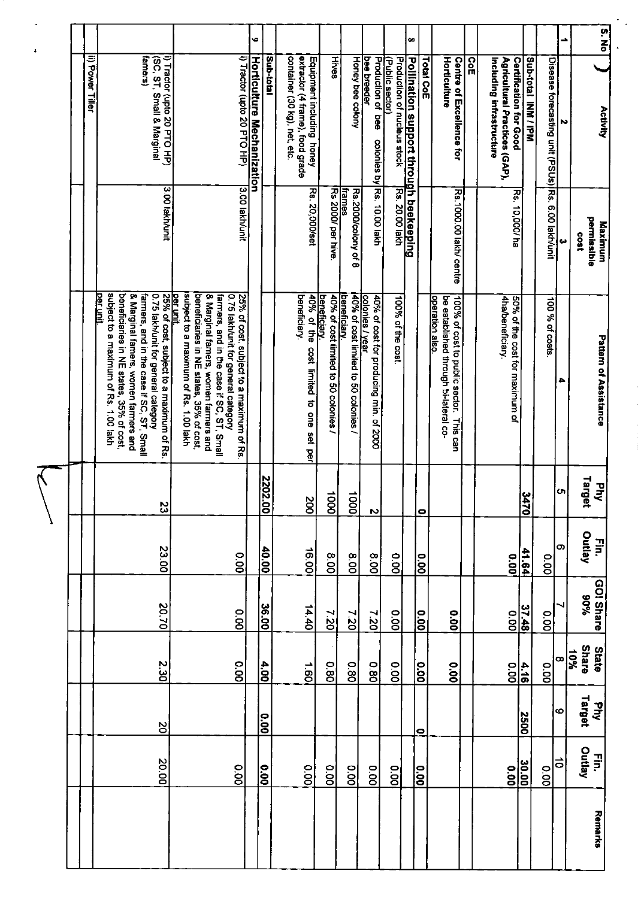| S. No | Activity | Maximum permissible cost | Pattern of Assistance | Phy Target | Fin. Outlay | GOI Share 90% | State Share 10% | Phy Target | Fin. Outlay | Remarks |
|---|---|---|---|---|---|---|---|---|---|---|
| 1 | 2 | 3 | 4 | 5 | 6 | 7 | 8 | 9 | 10 | |
| | Disease forecasting unit (PSUs) | Rs. 6.00 lakh/unit | 100 % of costs. | | 0.00 | 0.00 | 0.00 | | 0.00 | |
| | **Sub-total INM / IPM** | | | **3470** | **41.64** | **37.48** | **4.16** | **2500** | **30.00** | |
| | **Certification for Good Agricultural Practices (GAP), Including infrastructure** | Rs. 10,000/ ha | 50% of the cost for maximum of 4ha/beneficiary. | | 0.00 | 0.00 | 0.00 | | 0.00 | |
| | **CoE** | | | | | | | | | |
| | **Centre of Excellence for Horticulture** | Rs.1000.00 lakh/ centre | 100% of cost to public sector. This can be established through bi-lateral co-operation also. | | | **0.00** | **0.00** | | | |
| | **Total CoE** | | | **0** | **0.00** | **0.00** | **0.00** | **0** | **0.00** | |
| 8 | **Pollination support through beekeeping** | | | | | | | | | |
| | Production of nucleus stock (Public sector) | Rs. 20.00 lakh | 100% of the cost. | | 0.00 | 0.00 | 0.00 | | 0.00 | |
| | Production of bee colonies by bee breeder | Rs. 10.00 lakh | 40% of cost for producing min. of 2000 colonies / year | 2 | 8.00 | 7.20 | 0.80 | | 0.00 | |
| | Honey bee colony | Rs 2000/colony of 8 frames | 40% of cost limited to 50 colonies / beneficiary. | 1000 | 8.00 | 7.20 | 0.80 | | 0.00 | |
| | Hives | Rs 2000/ per hive. | 40% of cost limited to 50 colonies / beneficiary. | 1000 | 8.00 | 7.20 | 0.80 | | 0.00 | |
| | Equipment including honey extractor (4 frame), food grade container (30 kg), net, etc. | Rs. 20,000/set | 40% of the cost limited to one set per beneficiary. | 200 | 16.00 | 14.40 | 1.60 | | 0.00 | |
| | **Sub-total** | | | **2202.00** | **40.00** | **36.00** | **4.00** | **0.00** | **0.00** | |
| 9 | **Horticulture Mechanization** | | | | | | | | | |
| | i) Tractor (upto 20 PTO HP) | 3.00 lakh/unit | 25% of cost, subject to a maximum of Rs. 0.75 lakh/unit for general category farmers, and in the case if SC, ST, Small & Marginal farmers, women farmers and beneficiaries in NE states, 35% of cost, subject to a maximum of Rs. 1.00 lakh per unit. | | 0.00 | 0.00 | 0.00 | | 0.00 | |
| | i) Tractor (upto 20 PTO HP) (SC, ST, Small & Marginal famers) | 3.00 lakh/unit | 25% of cost, subject to a maximum of Rs. 0.75 lakh/unit for general category farmers, and in the case if SC, ST, Small & Marginal famers, women farmers and beneficiaries in NE states, 35% of cost, subject to a maximum of Rs. 1.00 lakh per unit. | 23 | 23.00 | 20.70 | 2.30 | 20 | 20.00 | |
| | ii) Power Tiller | | | | | | | | | |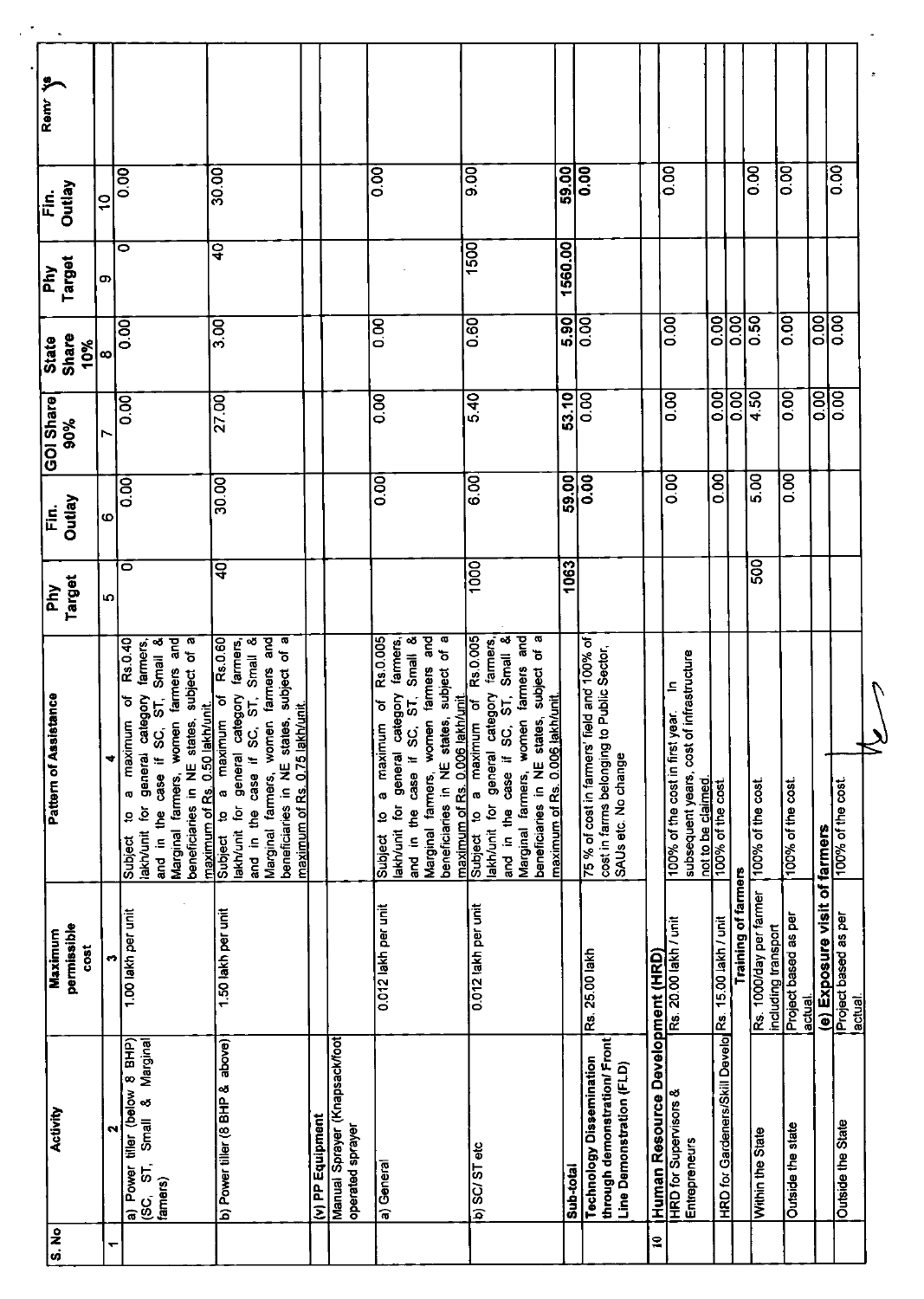| S. No | Activity | Maximum permissible cost | Pattern of Assistance | Phy Target | Fin. Outlay | GOI Share 90% | State Share 10% | Phy Target | Fin. Outlay | Remarks |
|---|---|---|---|---|---|---|---|---|---|---|
| 1 | 2 | 3 | 4 | 5 | 6 | 7 | 8 | 9 | 10 | |
| | a) Power tiller (below 8 BHP) (SC, ST, Small & Marginal famers) | 1.00 lakh per unit | Subject to a maximum of Rs.0.40 lakh/unit for general category farmers, and in the case if SC, ST, Small & Marginal farmers, women farmers and beneficiaries in NE states, subject of a maximum of Rs. 0.50 lakh/unit. | 0 | 0.00 | 0.00 | 0.00 | 0 | 0.00 | |
| | b) Power tiller (8 BHP & above) | 1.50 lakh per unit | Subject to a maximum of Rs.0.60 lakh/unit for general category farmers, and in the case if SC, ST, Small & Marginal farmers, women farmers and beneficiaries in NE states, subject of a maximum of Rs. 0.75 lakh/unit. | 40 | 30.00 | 27.00 | 3.00 | 40 | 30.00 | |
| | (v) PP Equipment | | | | | | | | | |
| | Manual Sprayer (Knapsack/foot operated sprayer | | | | | | | | | |
| | a) General | 0.012 lakh per unit | Subject to a maximum of Rs.0.005 lakh/unit for general category farmers, and in the case if SC, ST, Small & Marginal farmers, women farmers and beneficiaries in NE states, subject of a maximum of Rs. 0.006 lakh/unit. | | 0.00 | 0.00 | 0.00 | | 0.00 | |
| | b) SC/ ST etc | 0.012 lakh per unit | Subject to a maximum of Rs.0.005 lakh/unit for general category farmers, and in the case if SC, ST, Small & Marginal farmers, women farmers and beneficiaries in NE states, subject of a maximum of Rs. 0.006 lakh/unit. | 1000 | 6.00 | 5.40 | 0.60 | 1500 | 9.00 | |
| | Sub-total | | | 1063 | 59.00 | 53.10 | 5.90 | 1560.00 | 59.00 | |
| | Technology Dissemination through demonstration/ Front Line Demonstration (FLD) | Rs. 25.00 lakh | 75 % of cost in farmers' field and 100% of cost in farms belonging to Public Sector, SAUs etc. No change | | 0.00 | 0.00 | 0.00 | | 0.00 | |
| 10 | Human Resource Development (HRD) | | | | | | | | | |
| | HRD for Supervisors & Entrepreneurs | Rs. 20.00 lakh / unit | 100% of the cost in first year. In subsequent years, cost of infrastructure not to be claimed. | | 0.00 | 0.00 | 0.00 | | 0.00 | |
| | HRD for Gardeners/Skill Develo | Rs. 15.00 lakh / unit | 100% of the cost | | 0.00 | 0.00 | 0.00 | | | |
| | | Training of farmers | | | | 0.00 | 0.00 | | | |
| | Within the State | Rs. 1000/day per farmer including transport | 100% of the cost. | 500 | 5.00 | 4.50 | 0.50 | | 0.00 | |
| | Outside the state | Project based as per actual. | 100% of the cost. | | 0.00 | 0.00 | 0.00 | | 0.00 | |
| | | (e) Exposure visit of farmers | | | | 0.00 | 0.00 | | | |
| | Outside the State | Project based as per actual. | 100% of the cost. | | | 0.00 | 0.00 | | 0.00 | |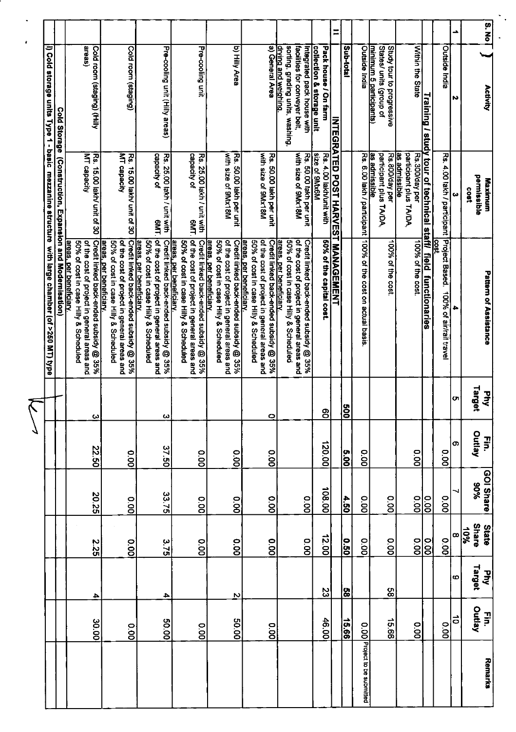| S. No | Activity | Maximum permissible cost | Pattern of Assistance | Phy Target | Fin. Outlay | GOI Share 90% | State Share 10% | Phy Target | Fin. Outlay | Remarks |
|---|---|---|---|---|---|---|---|---|---|---|
| 1 | 2 | 3 | 4 | 5 | 6 | 7 | 8 | 9 | 10 | |
| | Outside India | Rs. 4.00 lakh / participant | Project Based. 100% of air/rail travel cost | | 0.00 | 0.00 | 0.00 | | 0.00 | |
| | **Training / study tour of technical staff/ field functionaries** | | | | | | | | | |
| | Within the State | Rs.300/day per participant plus TA/DA, as admissible | 100% of the cost. | | 0.00 | 0.00 | 0.00 | | 0.00 | |
| | Study tour to progressive States/ units (group of minimum 5 participants) | Rs.800/day per participant plus TA/DA, as admissible | 100% of the cost. | | | 0.00 | 0.00 | 58 | 15.66 | |
| | Outside India | Rs. 6.00 lakh / participant | 100% of the cost on actual basis. | | 0.00 | 0.00 | 0.00 | | 0.00 | Project to be submitted |
| | **Sub-total** | | | **500** | **5.00** | **4.50** | **0.50** | **58** | **15.66** | |
| **11** | **INTEGRATED POST HARVEST MANAGEMENT** | | | | | | | | | |
| | **Pack house / On farm collection & storage unit** | Rs. 4.00 lakh/unit with size of 9Mx6M | **50% of the capital cost.** | 60 | 120.00 | 108.00 | 12.00 | 23 | 46.00 | |
| | Integrated pack house with facilities for conveyer belt, sorting, grading units, washing, drying and weighing. | Rs. 50.00 lakh per unit with size of 9Mx18M | Credit linked back-ended subsidy @ 35% of the cost of project in general areas and 50% of cost in case Hilly & Scheduled areas, per beneficiary. | | | 0.00 | 0.00 | | | |
| | a) General Area | Rs. 50.00 lakh per unit with size of 9Mx18M | Credit linked back-ended subsidy @ 35% of the cost of project in general areas and 50% of cost in case Hilly & Scheduled areas, per beneficiary. | 0 | 0.00 | 0.00 | 0.00 | | 0.00 | |
| | b) Hilly Area | Rs. 50.00 lakh per unit with size of 9Mx18M | Credit linked back-ended subsidy @ 35% of the cost of project in general areas and 50% of cost in case Hilly & Scheduled areas, per beneficiary. | | 0.00 | 0.00 | 0.00 | 2 | 50.00 | |
| | Pre-cooling unit | Rs. 25.00 lakh / unit with capacity of 6MT. | Credit linked back-ended subsidy @ 35% of the cost of project in general areas and 50% of cost in case Hilly & Scheduled areas, per beneficiary. | | 0.00 | 0.00 | 0.00 | | 0.00 | |
| | Pre-cooling unit (Hilly areas) | Rs. 25.00 lakh / unit with capacity of 6MT. | Credit linked back-ended subsidy @ 35% of the cost of project in general areas and 50% of cost in case Hilly & Scheduled areas, per beneficiary. | 3 | 37.50 | 33.75 | 3.75 | 4 | 50.00 | |
| | Cold room (staging) | Rs. 15.00 lakh/ unit of 30 MT capacity | Credit linked back-ended subsidy @ 35% of the cost of project in general areas and 50% of cost in case Hilly & Scheduled areas, per beneficiary. | | 0.00 | 0.00 | 0.00 | | 0.00 | |
| | Cold room (staging) (Hilly areas) | Rs. 15.00 lakh/ unit of 30 MT capacity | Credit linked back-ended subsidy @ 35% of the cost of project in general areas and 50% of cost in case Hilly & Scheduled areas, per beneficiary. | 3 | 22.50 | 20.25 | 2.25 | 4 | 30.00 | |
| | **Cold Storage (Construction, Expansion and Modernisation)** | | | | | | | | | |
| | **i) Cold storage units Type 1 - basic mezzanine structure with large chamber (of >250 MT) type** | | | | | | | | | |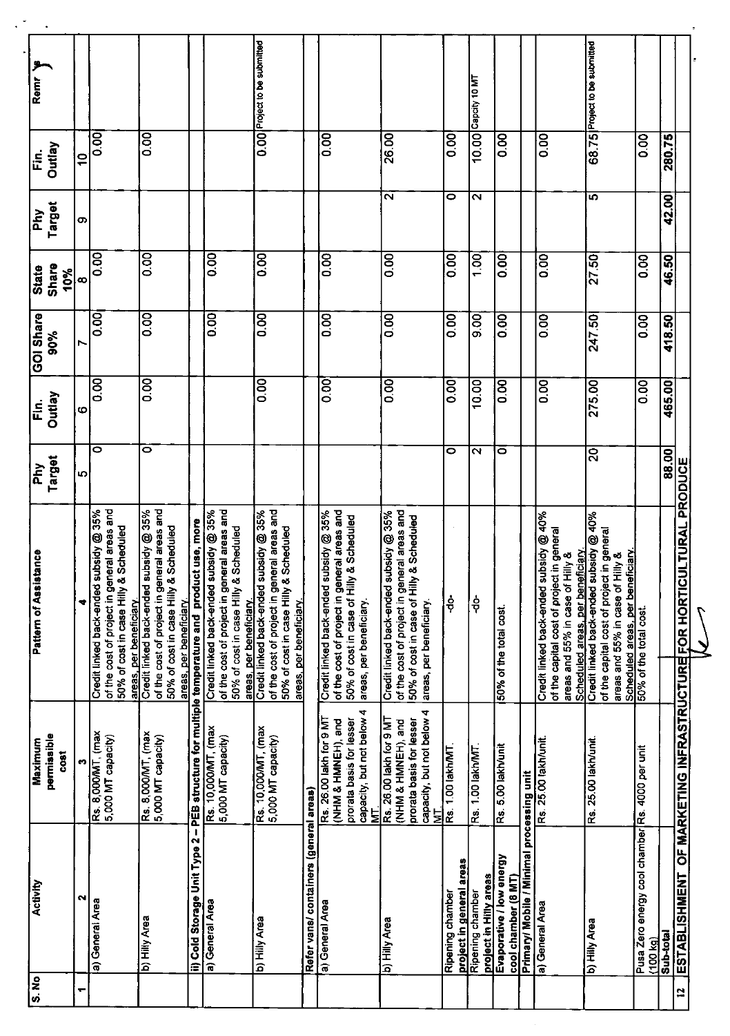| S. No | Activity | Maximum permissible cost | Pattern of Assistance | Phy Target | Fin. Outlay | GOI Share 90% | State Share 10% | Phy Target | Fin. Outlay | Remarks |
|---|---|---|---|---|---|---|---|---|---|---|
| 1 | 2 | 3 | 4 | 5 | 6 | 7 | 8 | 9 | 10 | |
| | a) General Area | Rs. 8,000/MT, (max 5,000 MT capacity) | Credit linked back-ended subsidy @ 35% of the cost of project in general areas and 50% of cost in case Hilly & Scheduled areas, per beneficiary. | 0 | 0.00 | 0.00 | 0.00 | | 0.00 | |
| | b) Hilly Area | Rs. 8,000/MT, (max 5,000 MT capacity) | Credit linked back-ended subsidy @ 35% of the cost of project in general areas and 50% of cost in case Hilly & Scheduled areas, per beneficiary. | 0 | 0.00 | 0.00 | 0.00 | | 0.00 | |
| | ii) Cold Storage Unit Type 2 – PEB structure for multiple temperature and product use, more | | | | | | | | | |
| | a) General Area | Rs. 10,000/MT, (max 5,000 MT capacity) | Credit linked back-ended subsidy @ 35% of the cost of project in general areas and 50% of cost in case Hilly & Scheduled areas, per beneficiary. | | | 0.00 | 0.00 | | | |
| | b) Hilly Area | Rs. 10,000/MT, (max 5,000 MT capacity) | Credit linked back-ended subsidy @ 35% of the cost of project in general areas and 50% of cost in case Hilly & Scheduled areas, per beneficiary. | | 0.00 | 0.00 | 0.00 | | 0.00 | Project to be submitted |
| | Refer vans/ containers (general areas) | | | | | | | | | |
| | a) General Area | Rs. 26.00 lakh for 9 MT (NHM & HMNEH), and prorata basis for lesser capacity, but not below 4 MT. | Credit linked back-ended subsidy @ 35% of the cost of project in general areas and 50% of cost in case of Hilly & Scheduled areas, per beneficiary. | | 0.00 | 0.00 | 0.00 | | 0.00 | |
| | b) Hilly Area | Rs. 26.00 lakh for 9 MT (NHM & HMNEH), and prorata basis for lesser capacity, but not below 4 MT. | Credit linked back-ended subsidy @ 35% of the cost of project in general areas and 50% of cost in case of Hilly & Scheduled areas, per beneficiary. | | 0.00 | 0.00 | 0.00 | 2 | 26.00 | |
| | Ripening chamber project in general areas | Rs. 1.00 lakh/MT. | -do- | 0 | 0.00 | 0.00 | 0.00 | 0 | 0.00 | |
| | Ripening chamber project in Hilly areas | Rs. 1.00 lakh/MT. | -do- | 2 | 10.00 | 9.00 | 1.00 | 2 | 10.00 | Capcity 10 MT |
| | Evaporative / low energy cool chamber (8 MT) | Rs. 5.00 lakh/unit | 50% of the total cost. | 0 | 0.00 | 0.00 | 0.00 | | 0.00 | |
| | Primary/ Mobile / Minimal processing unit | | | | | | | | | |
| | a) General Area | Rs. 25.00 lakh/unit. | Credit linked back-ended subsidy @ 40% of the capital cost of project in general areas and 55% in case of Hilly & Scheduled areas, per beneficiary. | | 0.00 | 0.00 | 0.00 | | 0.00 | |
| | b) Hilly Area | Rs. 25.00 lakh/unit. | Credit linked back-ended subsidy @ 40% of the capital cost of project in general areas and 55% in case of Hilly & Scheduled areas, per beneficiary. | 20 | 275.00 | 247.50 | 27.50 | 5 | 68.75 | Project to be submitted |
| | Pusa Zero energy cool chamber (100 kg) | Rs. 4000 per unit | 50% of the total cost. | | 0.00 | 0.00 | 0.00 | | 0.00 | |
| | Sub-total | | | 88.00 | 465.00 | 418.50 | 46.50 | 42.00 | 280.75 | |
| 12 | ESTABLISHMENT OF MARKETING INFRASTRUCTURE FOR HORTICULTURAL PRODUCE | | | | | | | | | |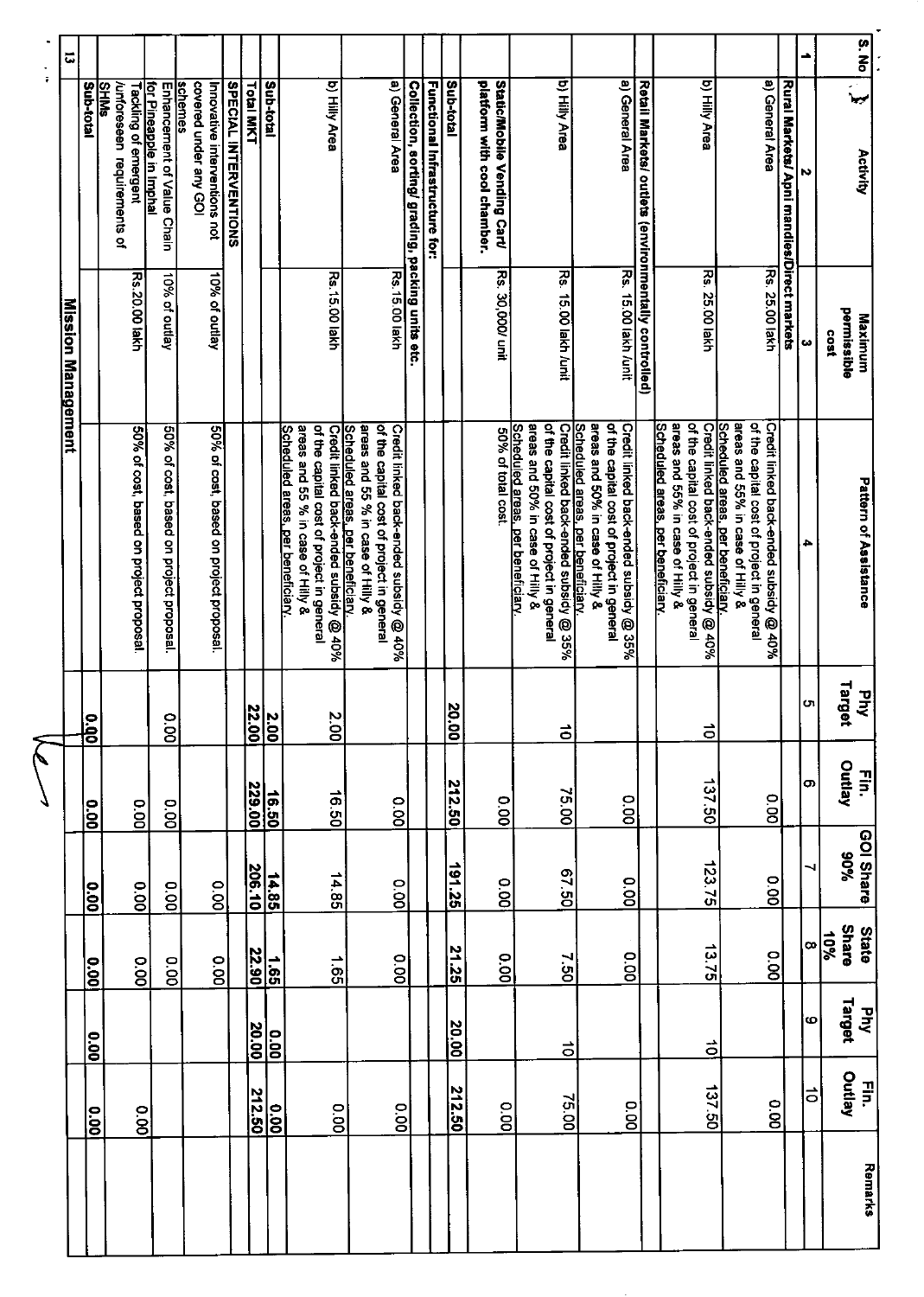| S. No | Activity | Maximum permissible cost | Pattern of Assistance | Phy Target | Fin. Outlay | GOI Share 90% | State Share 10% | Phy Target | Fin. Outlay | Remarks |
|---|---|---|---|---|---|---|---|---|---|---|
| 1 | 2 | 3 | 4 | 5 | 6 | 7 | 8 | 9 | 10 | |
| | Rural Markets/ Apni mandies/Direct markets | | | | | | | | | |
| | a) General Area | Rs. 25.00 lakh | Credit linked back-ended subsidy @ 40% of the capital cost of project in general areas and 55% in case of Hilly & Scheduled areas, per beneficiary. | | 0.00 | 0.00 | 0.00 | | 0.00 | |
| | b) Hilly Area | Rs. 25.00 lakh | Credit linked back-ended subsidy @ 40% of the capital cost of project in general areas and 55% in case of Hilly & Scheduled areas, per beneficiary. | 10 | 137.50 | 123.75 | 13.75 | 10 | 137.50 | |
| | Retail Markets/ outlets (environmentally controlled) | | | | | | | | | |
| | a) General Area | Rs. 15.00 lakh /unit | Credit linked back-ended subsidy @ 35% of the capital cost of project in general areas and 50% in case of Hilly & Scheduled areas, per beneficiary. | | 0.00 | 0.00 | 0.00 | | 0.00 | |
| | b) Hilly Area | Rs. 15.00 lakh /unit | Credit linked back-ended subsidy @ 35% of the capital cost of project in general areas and 50% in case of Hilly & Scheduled areas, per beneficiary. | 10 | 75.00 | 67.50 | 7.50 | 10 | 75.00 | |
| | Static/Mobile Vending Cart/ platform with cool chamber. | Rs. 30,000/ unit | 50% of total cost. | | 0.00 | 0.00 | 0.00 | | 0.00 | |
| | Sub-total | | | 20.00 | 212.50 | 191.25 | 21.25 | 20.00 | 212.50 | |
| | Functional Infrastructure for: | | | | | | | | | |
| | Collection, sorting/ grading, packing units etc. | | | | | | | | | |
| | a) General Area | Rs.15.00 lakh | Credit linked back-ended subsidy @ 40% of the capital cost of project in general areas and 55 % in case of Hilly & Scheduled areas, per beneficiary. | | 0.00 | 0.00 | 0.00 | | 0.00 | |
| | b) Hilly Area | Rs.15.00 lakh | Credit linked back-ended subsidy @ 40% of the capital cost of project in general areas and 55 % in case of Hilly & Scheduled areas, per beneficiary. | 2.00 | 16.50 | 14.85 | 1.65 | | 0.00 | |
| | Sub-total | | | 2.00 | 16.50 | 14.85 | 1.65 | 0.00 | 0.00 | |
| | Total MKT | | | 22.00 | 229.00 | 206.10 | 22.90 | 20.00 | 212.50 | |
| | SPECIAL INTERVENTIONS | | | | | | | | | |
| | Innovative interventions not covered under any GOI schemes | 10% of outlay | 50% of cost, based on project proposal. | | | 0.00 | 0.00 | | | |
| | Enhancement of Value Chain for Pineapple in Imphal | 10% of outlay | 50% of cost, based on project proposal. | 0.00 | 0.00 | 0.00 | 0.00 | | | |
| | Tackling of emergent /unforeseen requirements of SHMs | Rs.20.00 lakh | 50% of cost, based on project proposal. | | 0.00 | 0.00 | 0.00 | | 0.00 | |
| | Sub-total | | | 0.00 | 0.00 | 0.00 | 0.00 | 0.00 | 0.00 | |
| 13 | Mission Management | | | | | | | | | |